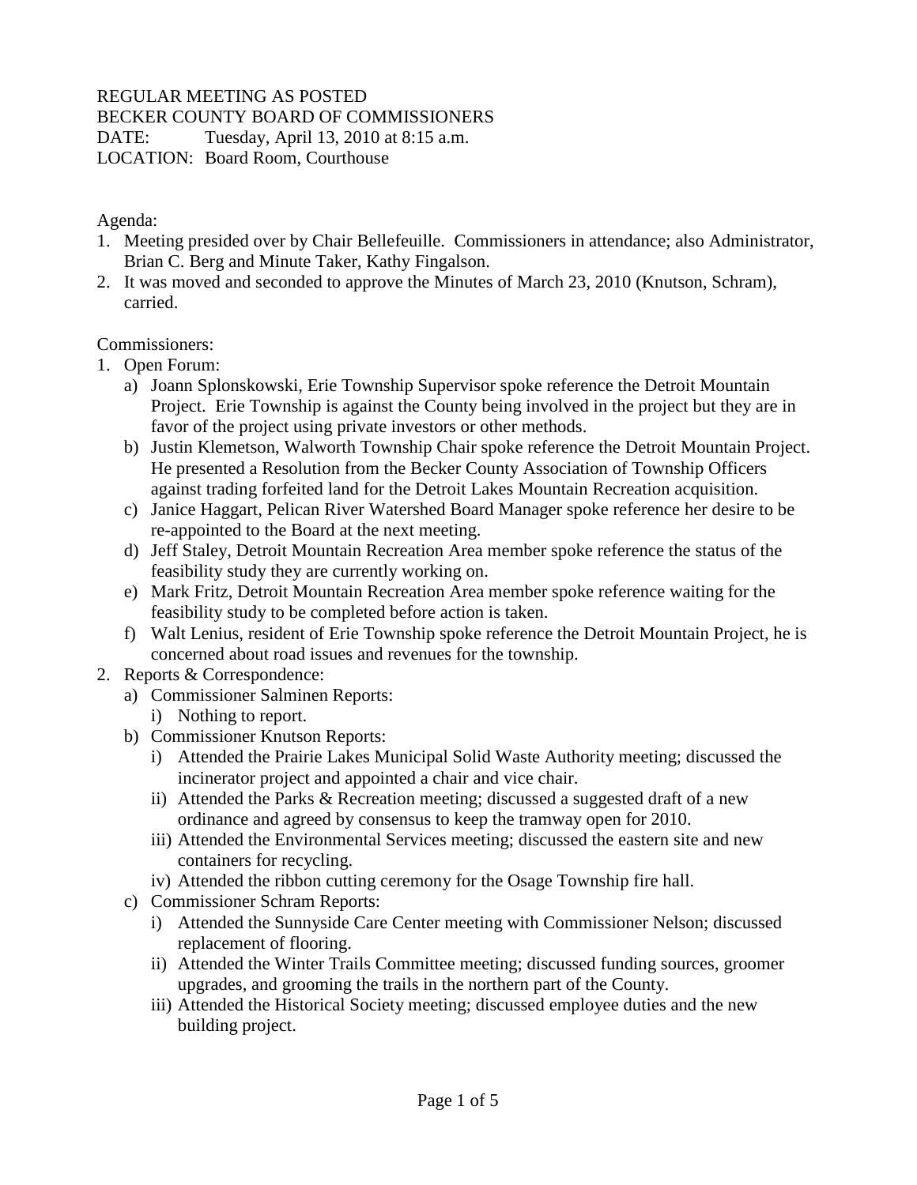REGULAR MEETING AS POSTED
BECKER COUNTY BOARD OF COMMISSIONERS
DATE: Tuesday, April 13, 2010 at 8:15 a.m.
LOCATION: Board Room, Courthouse

Agenda:

1. Meeting presided over by Chair Bellefeuille. Commissioners in attendance; also Administrator, Brian C. Berg and Minute Taker, Kathy Fingalson.
2. It was moved and seconded to approve the Minutes of March 23, 2010 (Knutson, Schram), carried.

Commissioners:

1. Open Forum:
   a) Joann Splonskowski, Erie Township Supervisor spoke reference the Detroit Mountain Project. Erie Township is against the County being involved in the project but they are in favor of the project using private investors or other methods.
   b) Justin Klemetson, Walworth Township Chair spoke reference the Detroit Mountain Project. He presented a Resolution from the Becker County Association of Township Officers against trading forfeited land for the Detroit Lakes Mountain Recreation acquisition.
   c) Janice Haggart, Pelican River Watershed Board Manager spoke reference her desire to be re-appointed to the Board at the next meeting.
   d) Jeff Staley, Detroit Mountain Recreation Area member spoke reference the status of the feasibility study they are currently working on.
   e) Mark Fritz, Detroit Mountain Recreation Area member spoke reference waiting for the feasibility study to be completed before action is taken.
   f) Walt Lenius, resident of Erie Township spoke reference the Detroit Mountain Project, he is concerned about road issues and revenues for the township.
2. Reports & Correspondence:
   a) Commissioner Salminen Reports:
      i) Nothing to report.
   b) Commissioner Knutson Reports:
      i) Attended the Prairie Lakes Municipal Solid Waste Authority meeting; discussed the incinerator project and appointed a chair and vice chair.
      ii) Attended the Parks & Recreation meeting; discussed a suggested draft of a new ordinance and agreed by consensus to keep the tramway open for 2010.
      iii) Attended the Environmental Services meeting; discussed the eastern site and new containers for recycling.
      iv) Attended the ribbon cutting ceremony for the Osage Township fire hall.
   c) Commissioner Schram Reports:
      i) Attended the Sunnyside Care Center meeting with Commissioner Nelson; discussed replacement of flooring.
      ii) Attended the Winter Trails Committee meeting; discussed funding sources, groomer upgrades, and grooming the trails in the northern part of the County.
      iii) Attended the Historical Society meeting; discussed employee duties and the new building project.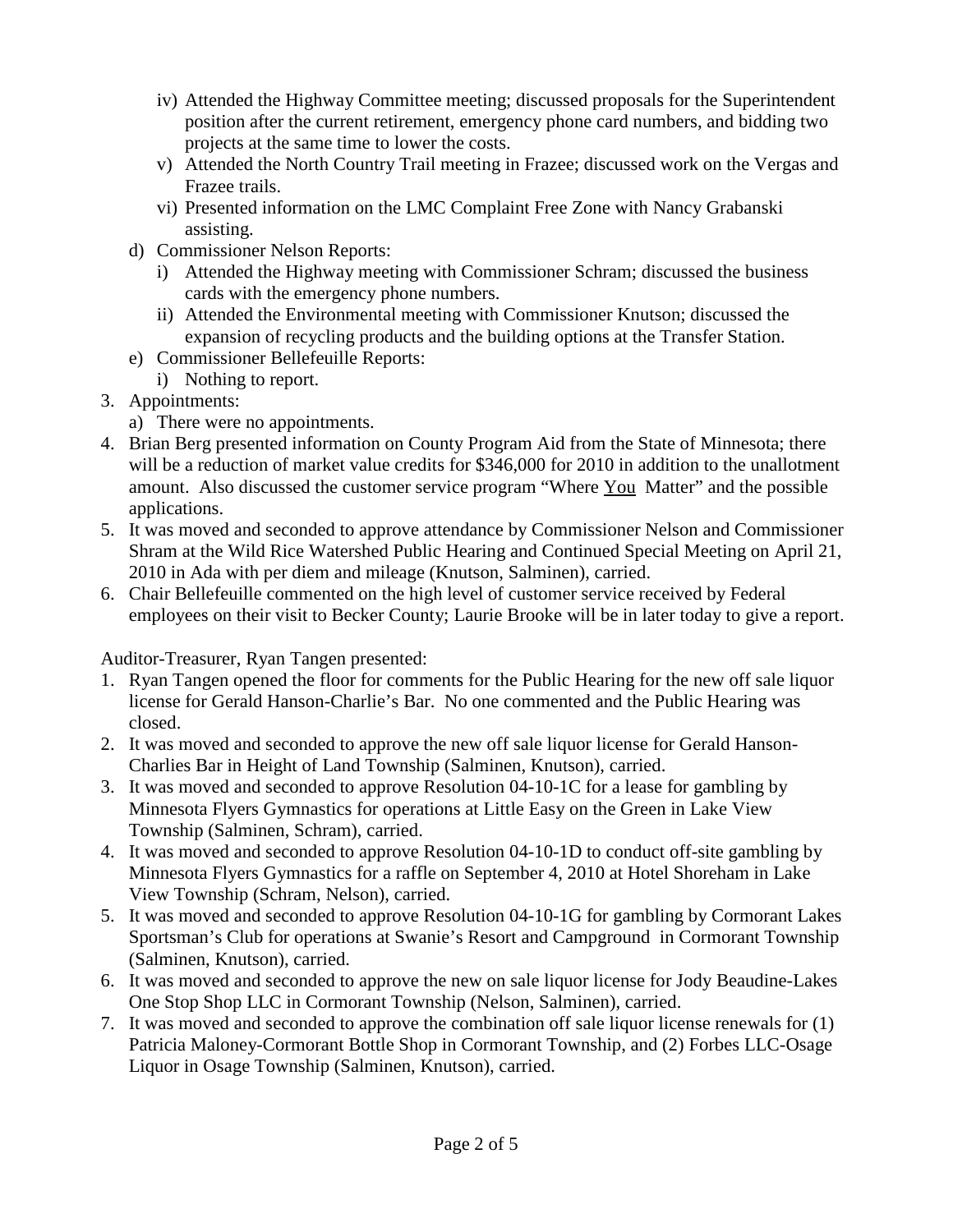- iv) Attended the Highway Committee meeting; discussed proposals for the Superintendent position after the current retirement, emergency phone card numbers, and bidding two projects at the same time to lower the costs.
   - v) Attended the North Country Trail meeting in Frazee; discussed work on the Vergas and Frazee trails.
   - vi) Presented information on the LMC Complaint Free Zone with Nancy Grabanski assisting.
   - d) Commissioner Nelson Reports:
     - i) Attended the Highway meeting with Commissioner Schram; discussed the business cards with the emergency phone numbers.
     - ii) Attended the Environmental meeting with Commissioner Knutson; discussed the expansion of recycling products and the building options at the Transfer Station.
   - e) Commissioner Bellefeuille Reports:
     - i) Nothing to report.
3. Appointments:
   - a) There were no appointments.
4. Brian Berg presented information on County Program Aid from the State of Minnesota; there will be a reduction of market value credits for $346,000 for 2010 in addition to the unallotment amount. Also discussed the customer service program "Where You Matter" and the possible applications.
5. It was moved and seconded to approve attendance by Commissioner Nelson and Commissioner Shram at the Wild Rice Watershed Public Hearing and Continued Special Meeting on April 21, 2010 in Ada with per diem and mileage (Knutson, Salminen), carried.
6. Chair Bellefeuille commented on the high level of customer service received by Federal employees on their visit to Becker County; Laurie Brooke will be in later today to give a report.

Auditor-Treasurer, Ryan Tangen presented:

1. Ryan Tangen opened the floor for comments for the Public Hearing for the new off sale liquor license for Gerald Hanson-Charlie's Bar. No one commented and the Public Hearing was closed.
2. It was moved and seconded to approve the new off sale liquor license for Gerald Hanson-Charlies Bar in Height of Land Township (Salminen, Knutson), carried.
3. It was moved and seconded to approve Resolution 04-10-1C for a lease for gambling by Minnesota Flyers Gymnastics for operations at Little Easy on the Green in Lake View Township (Salminen, Schram), carried.
4. It was moved and seconded to approve Resolution 04-10-1D to conduct off-site gambling by Minnesota Flyers Gymnastics for a raffle on September 4, 2010 at Hotel Shoreham in Lake View Township (Schram, Nelson), carried.
5. It was moved and seconded to approve Resolution 04-10-1G for gambling by Cormorant Lakes Sportsman's Club for operations at Swanie's Resort and Campground in Cormorant Township (Salminen, Knutson), carried.
6. It was moved and seconded to approve the new on sale liquor license for Jody Beaudine-Lakes One Stop Shop LLC in Cormorant Township (Nelson, Salminen), carried.
7. It was moved and seconded to approve the combination off sale liquor license renewals for (1) Patricia Maloney-Cormorant Bottle Shop in Cormorant Township, and (2) Forbes LLC-Osage Liquor in Osage Township (Salminen, Knutson), carried.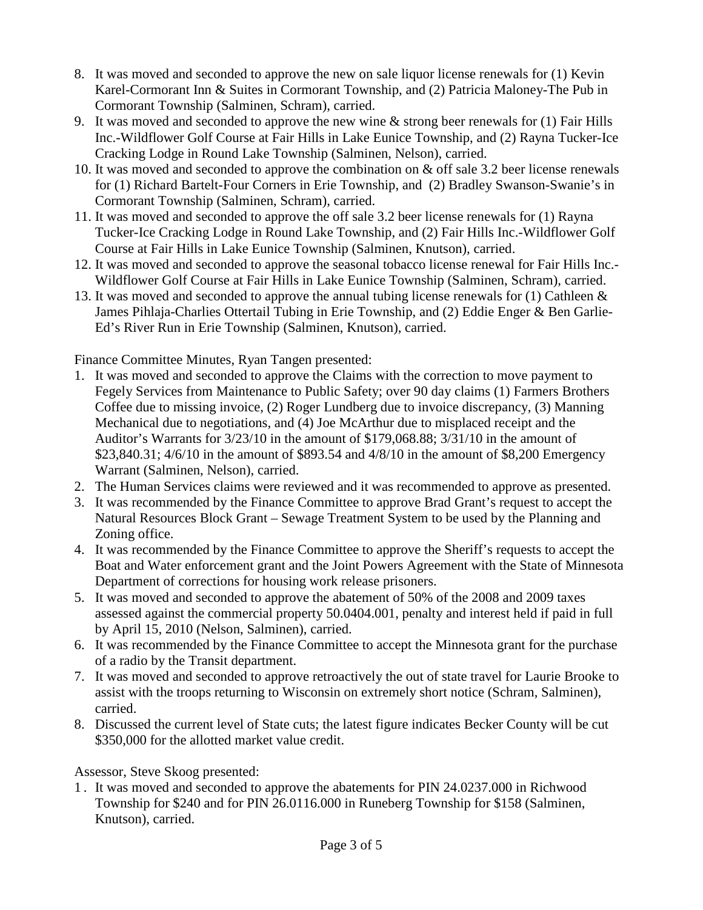8. It was moved and seconded to approve the new on sale liquor license renewals for (1) Kevin Karel-Cormorant Inn & Suites in Cormorant Township, and (2) Patricia Maloney-The Pub in Cormorant Township (Salminen, Schram), carried.
9. It was moved and seconded to approve the new wine & strong beer renewals for (1) Fair Hills Inc.-Wildflower Golf Course at Fair Hills in Lake Eunice Township, and (2) Rayna Tucker-Ice Cracking Lodge in Round Lake Township (Salminen, Nelson), carried.
10. It was moved and seconded to approve the combination on & off sale 3.2 beer license renewals for (1) Richard Bartelt-Four Corners in Erie Township, and (2) Bradley Swanson-Swanie's in Cormorant Township (Salminen, Schram), carried.
11. It was moved and seconded to approve the off sale 3.2 beer license renewals for (1) Rayna Tucker-Ice Cracking Lodge in Round Lake Township, and (2) Fair Hills Inc.-Wildflower Golf Course at Fair Hills in Lake Eunice Township (Salminen, Knutson), carried.
12. It was moved and seconded to approve the seasonal tobacco license renewal for Fair Hills Inc.-Wildflower Golf Course at Fair Hills in Lake Eunice Township (Salminen, Schram), carried.
13. It was moved and seconded to approve the annual tubing license renewals for (1) Cathleen & James Pihlaja-Charlies Ottertail Tubing in Erie Township, and (2) Eddie Enger & Ben Garlie-Ed's River Run in Erie Township (Salminen, Knutson), carried.

Finance Committee Minutes, Ryan Tangen presented:

1. It was moved and seconded to approve the Claims with the correction to move payment to Fegely Services from Maintenance to Public Safety; over 90 day claims (1) Farmers Brothers Coffee due to missing invoice, (2) Roger Lundberg due to invoice discrepancy, (3) Manning Mechanical due to negotiations, and (4) Joe McArthur due to misplaced receipt and the Auditor's Warrants for 3/23/10 in the amount of $179,068.88; 3/31/10 in the amount of $23,840.31; 4/6/10 in the amount of $893.54 and 4/8/10 in the amount of $8,200 Emergency Warrant (Salminen, Nelson), carried.
2. The Human Services claims were reviewed and it was recommended to approve as presented.
3. It was recommended by the Finance Committee to approve Brad Grant's request to accept the Natural Resources Block Grant – Sewage Treatment System to be used by the Planning and Zoning office.
4. It was recommended by the Finance Committee to approve the Sheriff's requests to accept the Boat and Water enforcement grant and the Joint Powers Agreement with the State of Minnesota Department of corrections for housing work release prisoners.
5. It was moved and seconded to approve the abatement of 50% of the 2008 and 2009 taxes assessed against the commercial property 50.0404.001, penalty and interest held if paid in full by April 15, 2010 (Nelson, Salminen), carried.
6. It was recommended by the Finance Committee to accept the Minnesota grant for the purchase of a radio by the Transit department.
7. It was moved and seconded to approve retroactively the out of state travel for Laurie Brooke to assist with the troops returning to Wisconsin on extremely short notice (Schram, Salminen), carried.
8. Discussed the current level of State cuts; the latest figure indicates Becker County will be cut $350,000 for the allotted market value credit.

Assessor, Steve Skoog presented:

1. It was moved and seconded to approve the abatements for PIN 24.0237.000 in Richwood Township for $240 and for PIN 26.0116.000 in Runeberg Township for $158 (Salminen, Knutson), carried.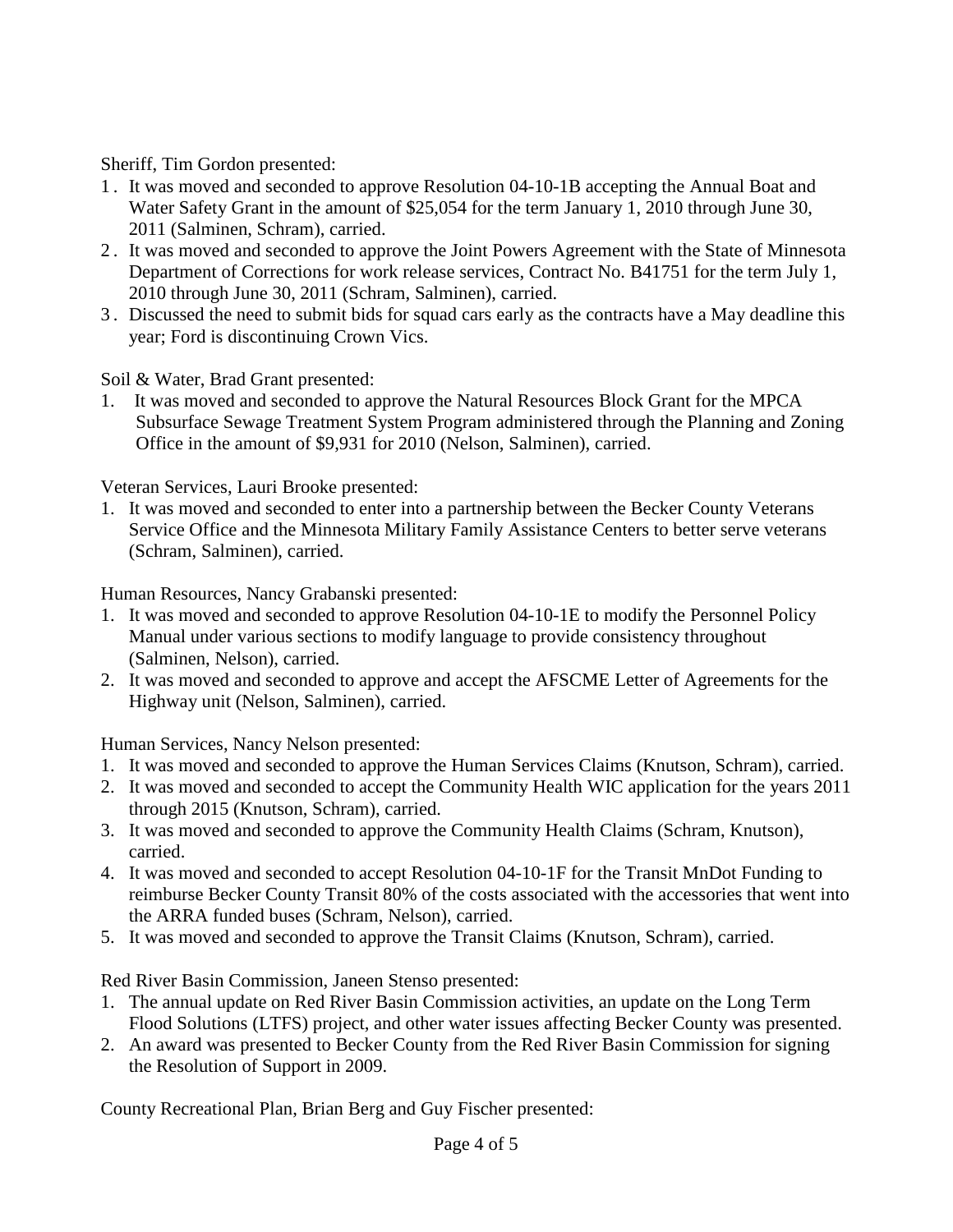Sheriff, Tim Gordon presented:

1. It was moved and seconded to approve Resolution 04-10-1B accepting the Annual Boat and Water Safety Grant in the amount of $25,054 for the term January 1, 2010 through June 30, 2011 (Salminen, Schram), carried.
2. It was moved and seconded to approve the Joint Powers Agreement with the State of Minnesota Department of Corrections for work release services, Contract No. B41751 for the term July 1, 2010 through June 30, 2011 (Schram, Salminen), carried.
3. Discussed the need to submit bids for squad cars early as the contracts have a May deadline this year; Ford is discontinuing Crown Vics.

Soil & Water, Brad Grant presented:

1. It was moved and seconded to approve the Natural Resources Block Grant for the MPCA Subsurface Sewage Treatment System Program administered through the Planning and Zoning Office in the amount of $9,931 for 2010 (Nelson, Salminen), carried.

Veteran Services, Lauri Brooke presented:

1. It was moved and seconded to enter into a partnership between the Becker County Veterans Service Office and the Minnesota Military Family Assistance Centers to better serve veterans (Schram, Salminen), carried.

Human Resources, Nancy Grabanski presented:

1. It was moved and seconded to approve Resolution 04-10-1E to modify the Personnel Policy Manual under various sections to modify language to provide consistency throughout (Salminen, Nelson), carried.
2. It was moved and seconded to approve and accept the AFSCME Letter of Agreements for the Highway unit (Nelson, Salminen), carried.

Human Services, Nancy Nelson presented:

1. It was moved and seconded to approve the Human Services Claims (Knutson, Schram), carried.
2. It was moved and seconded to accept the Community Health WIC application for the years 2011 through 2015 (Knutson, Schram), carried.
3. It was moved and seconded to approve the Community Health Claims (Schram, Knutson), carried.
4. It was moved and seconded to accept Resolution 04-10-1F for the Transit MnDot Funding to reimburse Becker County Transit 80% of the costs associated with the accessories that went into the ARRA funded buses (Schram, Nelson), carried.
5. It was moved and seconded to approve the Transit Claims (Knutson, Schram), carried.

Red River Basin Commission, Janeen Stenso presented:

1. The annual update on Red River Basin Commission activities, an update on the Long Term Flood Solutions (LTFS) project, and other water issues affecting Becker County was presented.
2. An award was presented to Becker County from the Red River Basin Commission for signing the Resolution of Support in 2009.

County Recreational Plan, Brian Berg and Guy Fischer presented: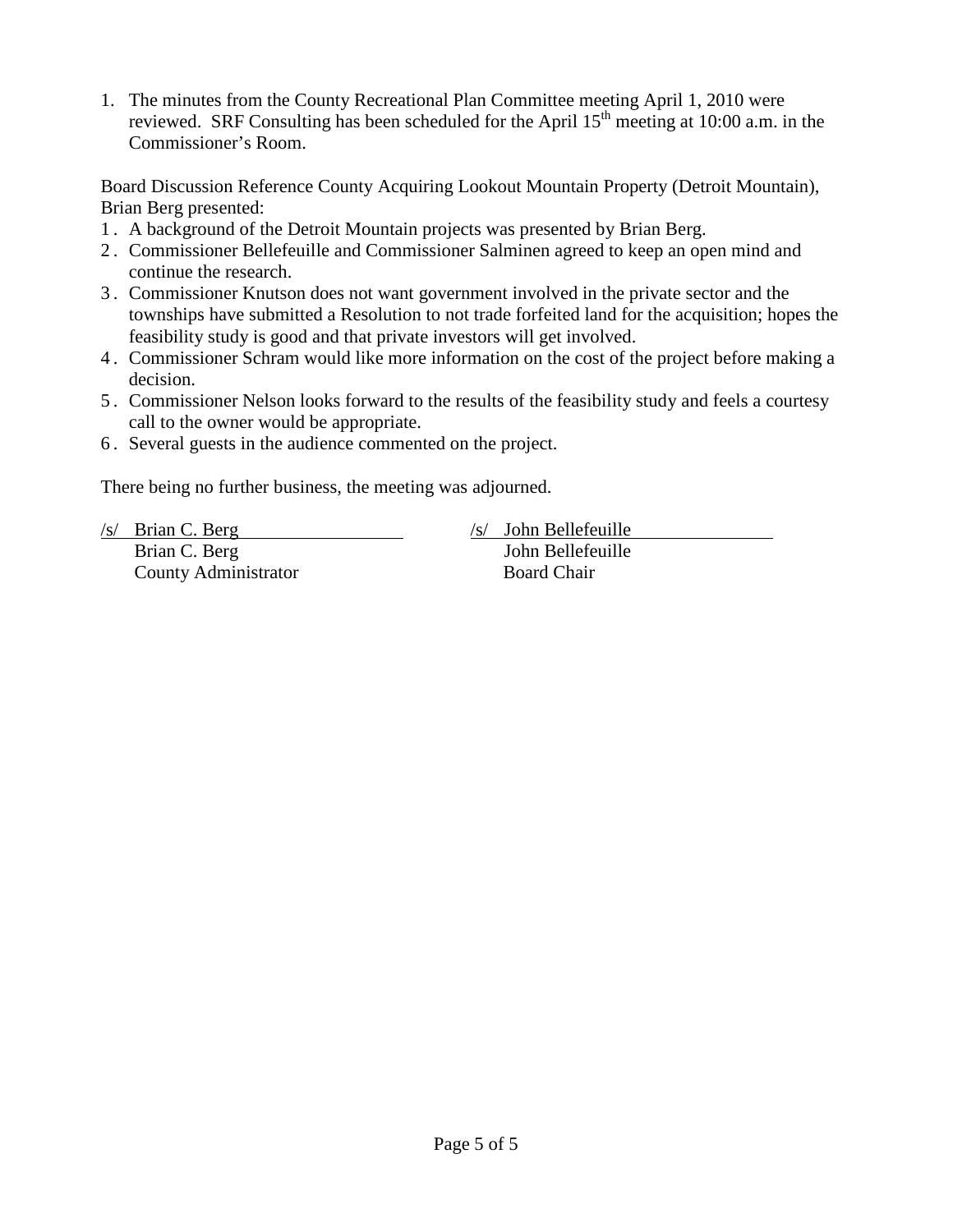1. The minutes from the County Recreational Plan Committee meeting April 1, 2010 were reviewed. SRF Consulting has been scheduled for the April 15th meeting at 10:00 a.m. in the Commissioner's Room.

Board Discussion Reference County Acquiring Lookout Mountain Property (Detroit Mountain), Brian Berg presented:

1. A background of the Detroit Mountain projects was presented by Brian Berg.
2. Commissioner Bellefeuille and Commissioner Salminen agreed to keep an open mind and continue the research.
3. Commissioner Knutson does not want government involved in the private sector and the townships have submitted a Resolution to not trade forfeited land for the acquisition; hopes the feasibility study is good and that private investors will get involved.
4. Commissioner Schram would like more information on the cost of the project before making a decision.
5. Commissioner Nelson looks forward to the results of the feasibility study and feels a courtesy call to the owner would be appropriate.
6. Several guests in the audience commented on the project.

There being no further business, the meeting was adjourned.

| | |
|---|---|
| /s/ Brian C. Berg | /s/ John Bellefeuille |
| Brian C. Berg | John Bellefeuille |
| County Administrator | Board Chair |